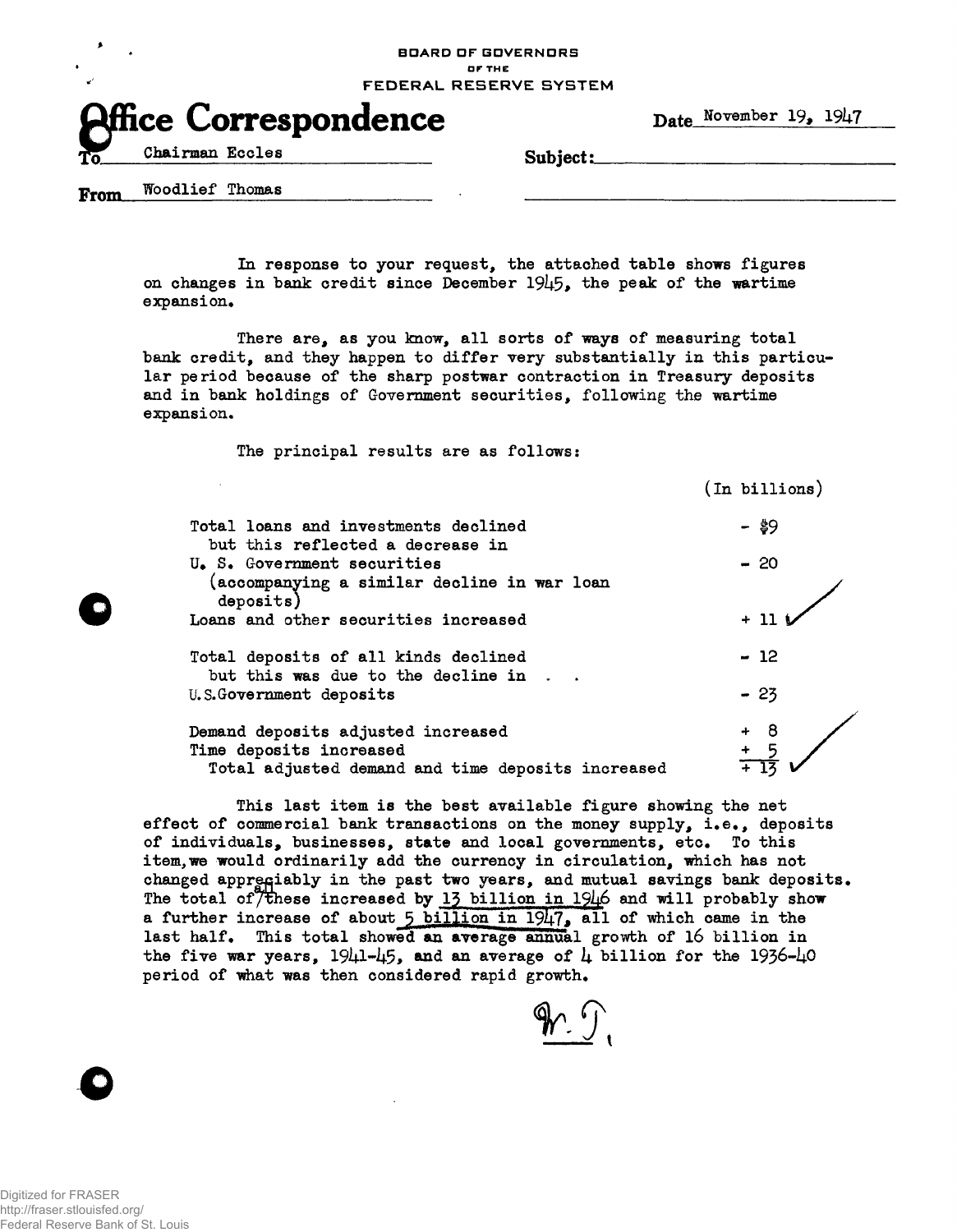BOARD OF GOVERNORS
OF THE
FEDERAL RESERVE SYSTEM

# Office Correspondence

Date November 19, 1947

To Chairman Eccles

Subject:

From Woodlief Thomas

In response to your request, the attached table shows figures on changes in bank credit since December 1945, the peak of the wartime expansion.

There are, as you know, all sorts of ways of measuring total bank credit, and they happen to differ very substantially in this particular period because of the sharp postwar contraction in Treasury deposits and in bank holdings of Government securities, following the wartime expansion.

The principal results are as follows:

| | (In billions) |
|---|---|
| Total loans and investments declined but this reflected a decrease in | - $9 |
| U. S. Government securities (accompanying a similar decline in war loan deposits) | - 20 |
| Loans and other securities increased | + 11 |
| Total deposits of all kinds declined but this was due to the decline in . . | - 12 |
| U.S.Government deposits | - 23 |
| Demand deposits adjusted increased | + 8 |
| Time deposits increased | + 5 |
| Total adjusted demand and time deposits increased | + 13 |

This last item is the best available figure showing the net effect of commercial bank transactions on the money supply, i.e., deposits of individuals, businesses, state and local governments, etc. To this item, we would ordinarily add the currency in circulation, which has not changed appreciably in the past two years, and mutual savings bank deposits. The total of all these increased by 13 billion in 1946 and will probably show a further increase of about 5 billion in 1947, all of which came in the last half. This total showed an average annual growth of 16 billion in the five war years, 1941-45, and an average of 4 billion for the 1936-40 period of what was then considered rapid growth.

W. T.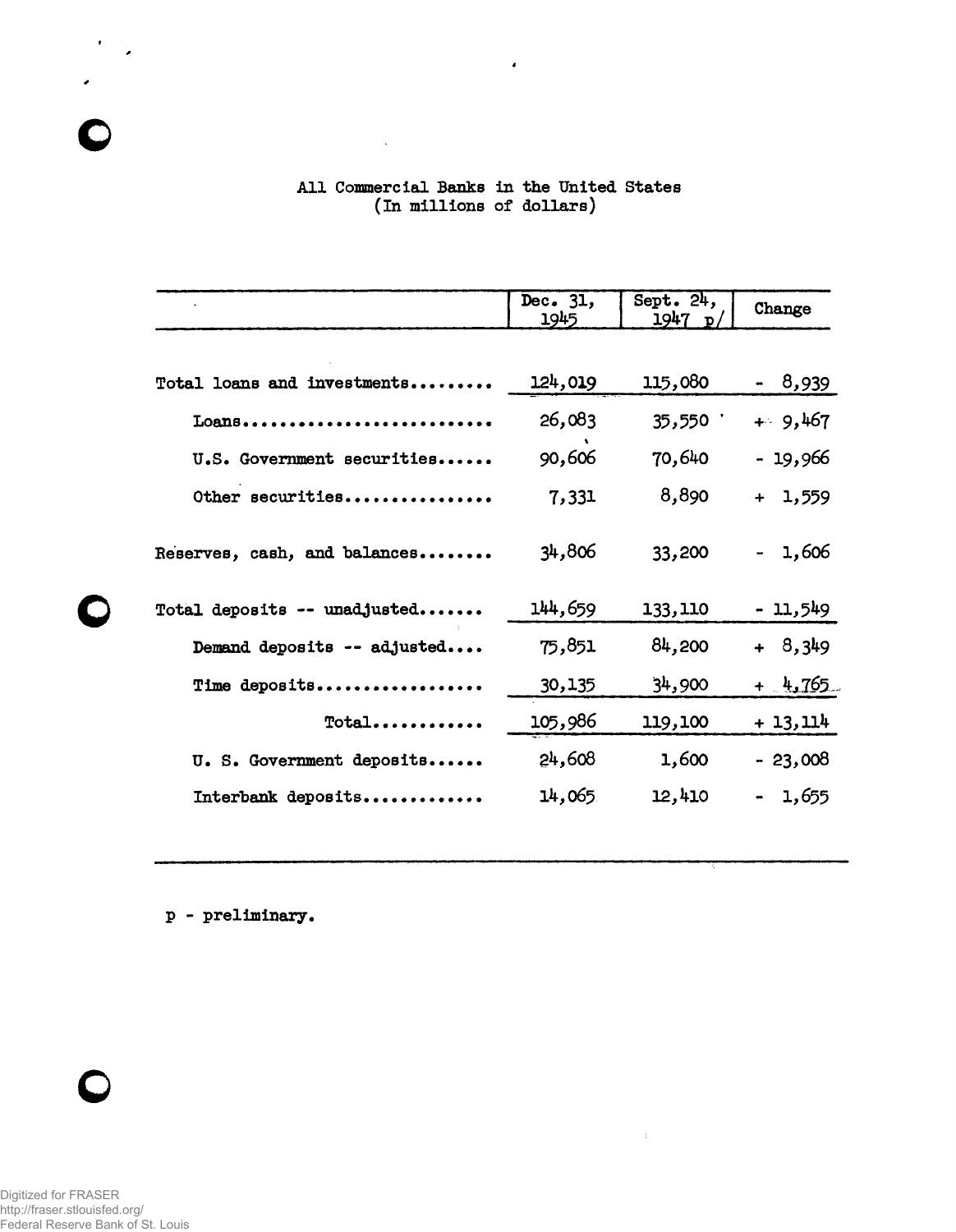All Commercial Banks in the United States
(In millions of dollars)

| | Dec. 31, 1945 | Sept. 24, 1947 p/ | Change |
|---|---|---|---|
| Total loans and investments......... | 124,019 | 115,080 | - 8,939 |
| Loans........................... | 26,083 | 35,550 | + 9,467 |
| U.S. Government securities...... | 90,606 | 70,640 | - 19,966 |
| Other securities................ | 7,331 | 8,890 | + 1,559 |
| Reserves, cash, and balances........ | 34,806 | 33,200 | - 1,606 |
| Total deposits -- unadjusted....... | 144,659 | 133,110 | - 11,549 |
| Demand deposits -- adjusted.... | 75,851 | 84,200 | + 8,349 |
| Time deposits.................. | 30,135 | 34,900 | + 4,765 |
| Total............ | 105,986 | 119,100 | + 13,114 |
| U. S. Government deposits...... | 24,608 | 1,600 | - 23,008 |
| Interbank deposits............. | 14,065 | 12,410 | - 1,655 |

p - preliminary.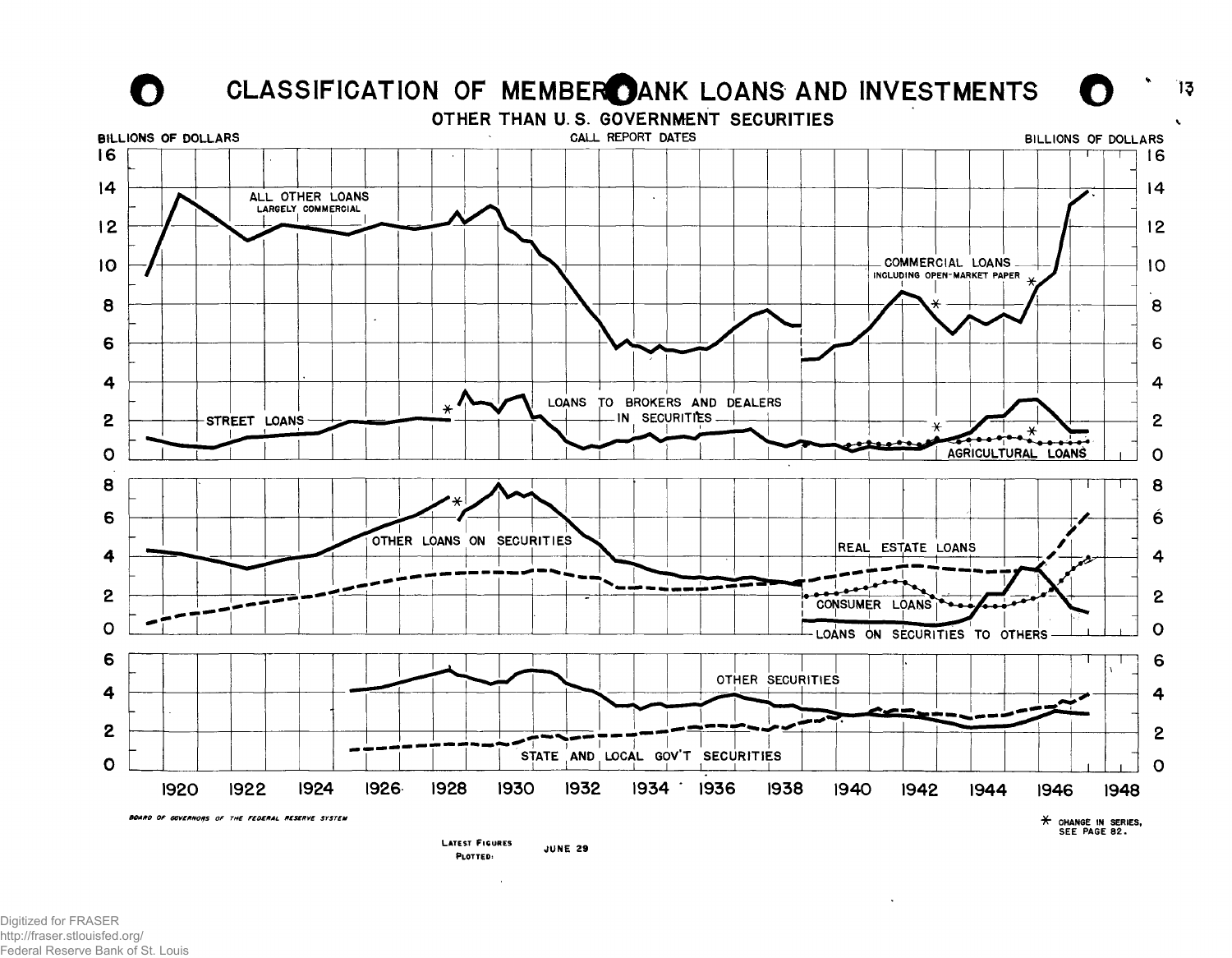# CLASSIFICATION OF MEMBER BANK LOANS AND INVESTMENTS

## OTHER THAN U. S. GOVERNMENT SECURITIES

CALL REPORT DATES

BILLIONS OF DOLLARS

ALL OTHER LOANS
LARGELY COMMERCIAL

COMMERCIAL LOANS
INCLUDING OPEN-MARKET PAPER

STREET LOANS

LOANS TO BROKERS AND DEALERS IN SECURITIES

AGRICULTURAL LOANS

OTHER LOANS ON SECURITIES

REAL ESTATE LOANS

CONSUMER LOANS

LOANS ON SECURITIES TO OTHERS

OTHER SECURITIES

STATE AND LOCAL GOV'T SECURITIES

1920 1922 1924 1926 1928 1930 1932 1934 1936 1938 1940 1942 1944 1946 1948

BOARD OF GOVERNORS OF THE FEDERAL RESERVE SYSTEM

* CHANGE IN SERIES, SEE PAGE 82.

LATEST FIGURES PLOTTED: JUNE 29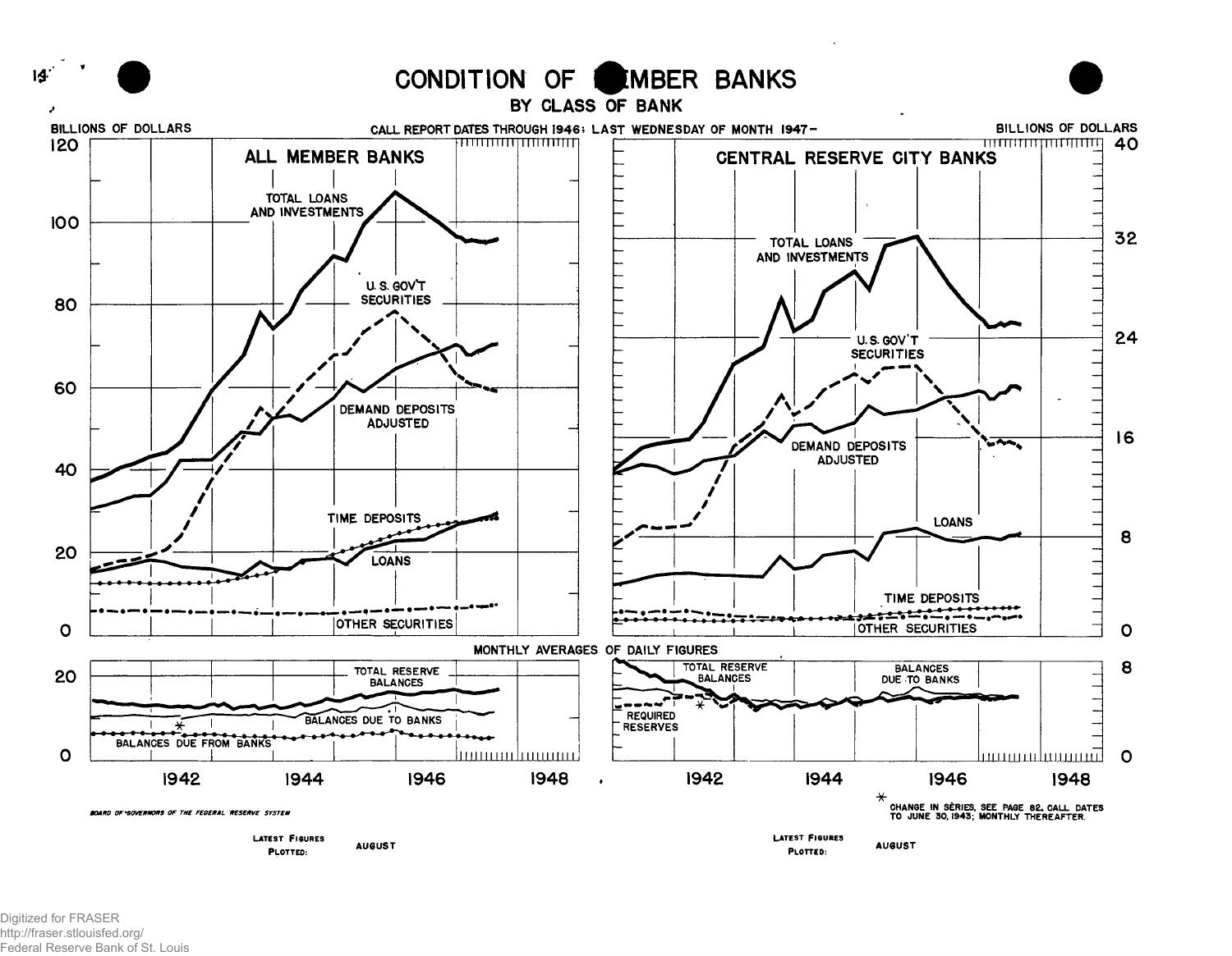# CONDITION OF MEMBER BANKS

## BY CLASS OF BANK

BILLIONS OF DOLLARS

CALL REPORT DATES THROUGH 1946; LAST WEDNESDAY OF MONTH 1947–

BILLIONS OF DOLLARS

### ALL MEMBER BANKS

120
100
80
60
40
20
0

TOTAL LOANS AND INVESTMENTS

U. S. GOV'T SECURITIES

DEMAND DEPOSITS ADJUSTED

TIME DEPOSITS

LOANS

OTHER SECURITIES

### CENTRAL RESERVE CITY BANKS

40
32
24
16
8
0

TOTAL LOANS AND INVESTMENTS

U. S. GOV'T SECURITIES

DEMAND DEPOSITS ADJUSTED

LOANS

TIME DEPOSITS

OTHER SECURITIES

MONTHLY AVERAGES OF DAILY FIGURES

20
0

TOTAL RESERVE BALANCES

BALANCES DUE TO BANKS

BALANCES DUE FROM BANKS

8
0

TOTAL RESERVE BALANCES

BALANCES DUE TO BANKS

REQUIRED RESERVES

1942 1944 1946 1948

1942 1944 1946 1948

BOARD OF GOVERNORS OF THE FEDERAL RESERVE SYSTEM

* CHANGE IN SERIES, SEE PAGE 82. CALL DATES TO JUNE 30, 1943; MONTHLY THEREAFTER.

LATEST FIGURES PLOTTED: AUGUST

LATEST FIGURES PLOTTED: AUGUST